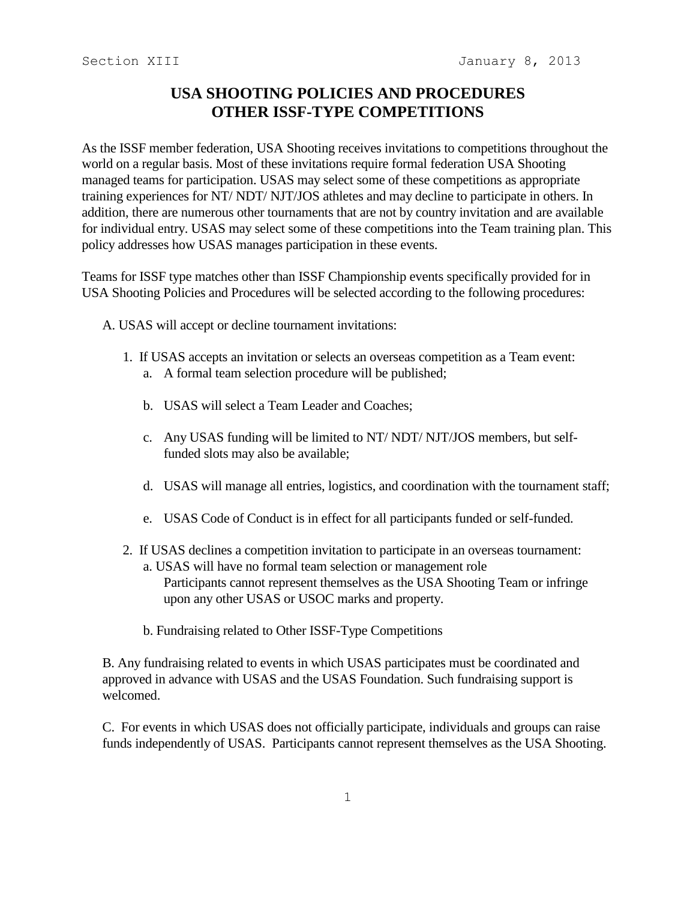Section XIII January 8, 2013

# USA SHOOTING POLICIES AND PROCEDURES
# OTHER ISSF-TYPE COMPETITIONS

As the ISSF member federation, USA Shooting receives invitations to competitions throughout the world on a regular basis. Most of these invitations require formal federation USA Shooting managed teams for participation. USAS may select some of these competitions as appropriate training experiences for NT/ NDT/ NJT/JOS athletes and may decline to participate in others. In addition, there are numerous other tournaments that are not by country invitation and are available for individual entry. USAS may select some of these competitions into the Team training plan. This policy addresses how USAS manages participation in these events.

Teams for ISSF type matches other than ISSF Championship events specifically provided for in USA Shooting Policies and Procedures will be selected according to the following procedures:

A. USAS will accept or decline tournament invitations:

1. If USAS accepts an invitation or selects an overseas competition as a Team event:
   a. A formal team selection procedure will be published;

   b. USAS will select a Team Leader and Coaches;

   c. Any USAS funding will be limited to NT/ NDT/ NJT/JOS members, but self-funded slots may also be available;

   d. USAS will manage all entries, logistics, and coordination with the tournament staff;

   e. USAS Code of Conduct is in effect for all participants funded or self-funded.

2. If USAS declines a competition invitation to participate in an overseas tournament:
   a. USAS will have no formal team selection or management role
   Participants cannot represent themselves as the USA Shooting Team or infringe upon any other USAS or USOC marks and property.

   b. Fundraising related to Other ISSF-Type Competitions

B. Any fundraising related to events in which USAS participates must be coordinated and approved in advance with USAS and the USAS Foundation. Such fundraising support is welcomed.

C. For events in which USAS does not officially participate, individuals and groups can raise funds independently of USAS. Participants cannot represent themselves as the USA Shooting.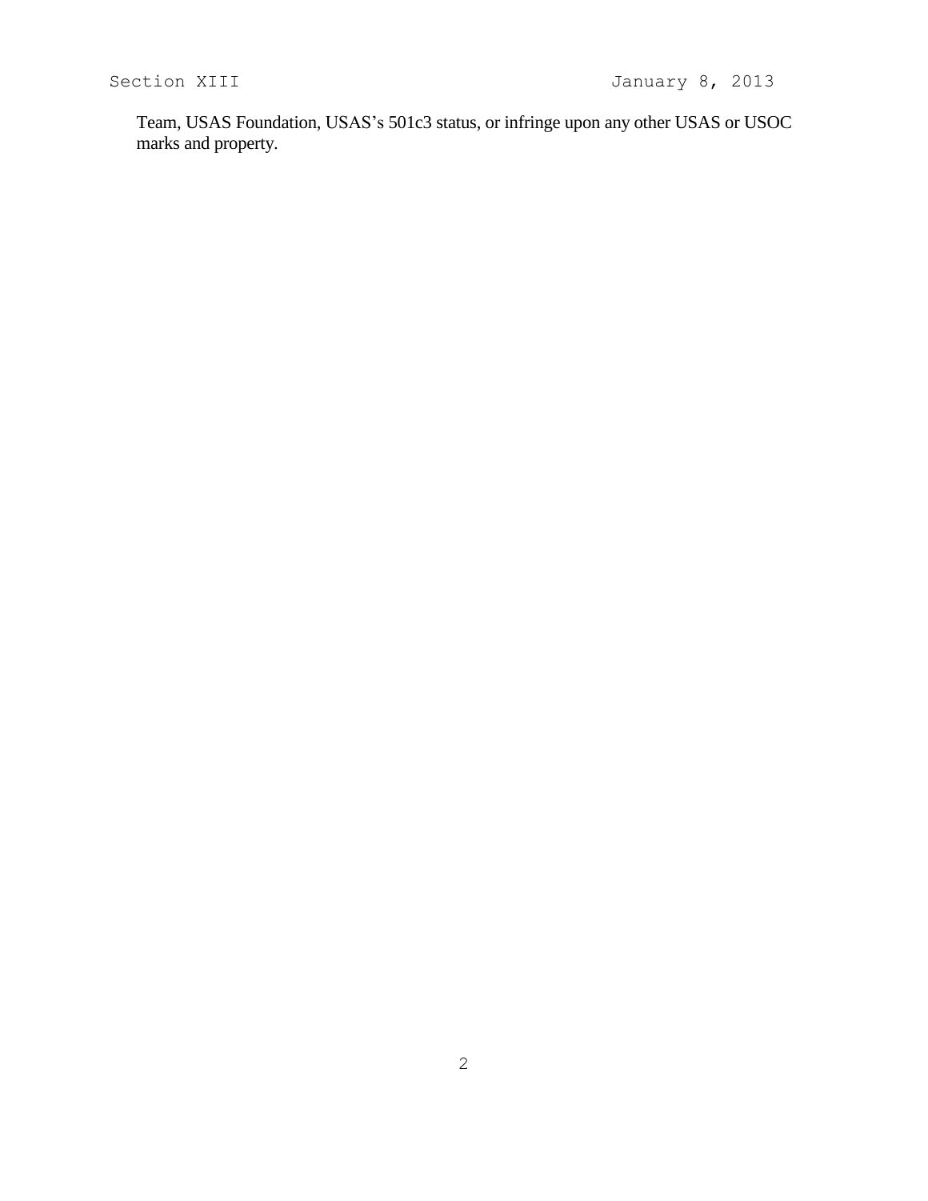Team, USAS Foundation, USAS's 501c3 status, or infringe upon any other USAS or USOC marks and property.